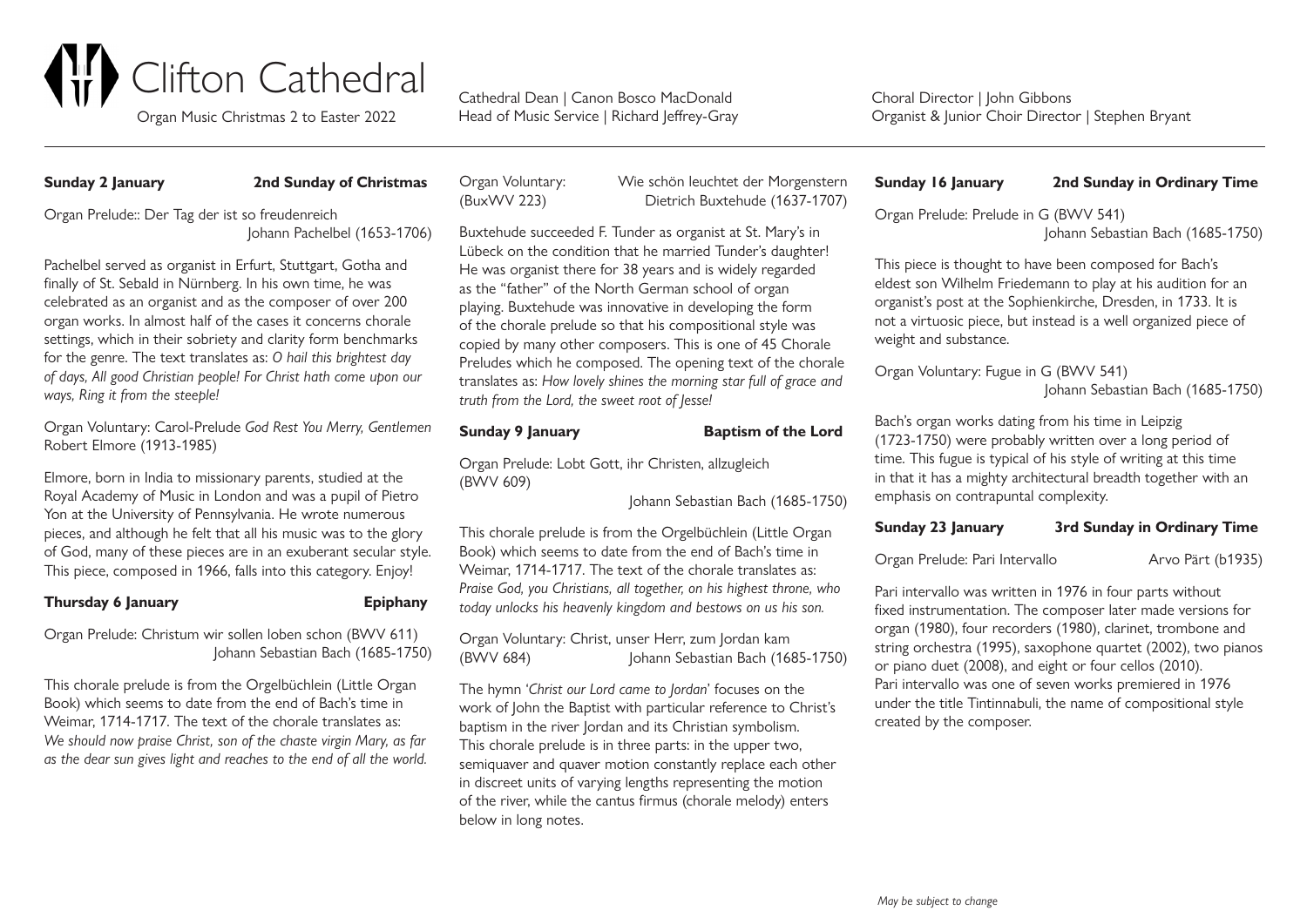# Clifton Cathedral

Organ Music Christmas 2 to Easter 2022

Cathedral Dean | Canon Bosco MacDonald
Head of Music Service | Richard Jeffrey-Gray

Choral Director | John Gibbons
Organist & Junior Choir Director | Stephen Bryant

---

**Sunday 2 January** — **2nd Sunday of Christmas**

Organ Prelude:: Der Tag der ist so freudenreich
Johann Pachelbel (1653-1706)

Pachelbel served as organist in Erfurt, Stuttgart, Gotha and finally of St. Sebald in Nürnberg. In his own time, he was celebrated as an organist and as the composer of over 200 organ works. In almost half of the cases it concerns chorale settings, which in their sobriety and clarity form benchmarks for the genre. The text translates as: *O hail this brightest day of days, All good Christian people! For Christ hath come upon our ways, Ring it from the steeple!*

Organ Voluntary: Carol-Prelude *God Rest You Merry, Gentlemen*
Robert Elmore (1913-1985)

Elmore, born in India to missionary parents, studied at the Royal Academy of Music in London and was a pupil of Pietro Yon at the University of Pennsylvania. He wrote numerous pieces, and although he felt that all his music was to the glory of God, many of these pieces are in an exuberant secular style. This piece, composed in 1966, falls into this category. Enjoy!

**Thursday 6 January** — **Epiphany**

Organ Prelude: Christum wir sollen loben schon (BWV 611)
Johann Sebastian Bach (1685-1750)

This chorale prelude is from the Orgelbüchlein (Little Organ Book) which seems to date from the end of Bach's time in Weimar, 1714-1717. The text of the chorale translates as: *We should now praise Christ, son of the chaste virgin Mary, as far as the dear sun gives light and reaches to the end of all the world.*

Organ Voluntary: Wie schön leuchtet der Morgenstern
(BuxWV 223) — Dietrich Buxtehude (1637-1707)

Buxtehude succeeded F. Tunder as organist at St. Mary's in Lübeck on the condition that he married Tunder's daughter! He was organist there for 38 years and is widely regarded as the "father" of the North German school of organ playing. Buxtehude was innovative in developing the form of the chorale prelude so that his compositional style was copied by many other composers. This is one of 45 Chorale Preludes which he composed. The opening text of the chorale translates as: *How lovely shines the morning star full of grace and truth from the Lord, the sweet root of Jesse!*

**Sunday 9 January** — **Baptism of the Lord**

Organ Prelude: Lobt Gott, ihr Christen, allzugleich
(BWV 609)
Johann Sebastian Bach (1685-1750)

This chorale prelude is from the Orgelbüchlein (Little Organ Book) which seems to date from the end of Bach's time in Weimar, 1714-1717. The text of the chorale translates as: *Praise God, you Christians, all together, on his highest throne, who today unlocks his heavenly kingdom and bestows on us his son.*

Organ Voluntary: Christ, unser Herr, zum Jordan kam
(BWV 684) — Johann Sebastian Bach (1685-1750)

The hymn '*Christ our Lord came to Jordan*' focuses on the work of John the Baptist with particular reference to Christ's baptism in the river Jordan and its Christian symbolism. This chorale prelude is in three parts: in the upper two, semiquaver and quaver motion constantly replace each other in discreet units of varying lengths representing the motion of the river, while the cantus firmus (chorale melody) enters below in long notes.

**Sunday 16 January** — **2nd Sunday in Ordinary Time**

Organ Prelude: Prelude in G (BWV 541)
Johann Sebastian Bach (1685-1750)

This piece is thought to have been composed for Bach's eldest son Wilhelm Friedemann to play at his audition for an organist's post at the Sophienkirche, Dresden, in 1733. It is not a virtuosic piece, but instead is a well organized piece of weight and substance.

Organ Voluntary: Fugue in G (BWV 541)
Johann Sebastian Bach (1685-1750)

Bach's organ works dating from his time in Leipzig (1723-1750) were probably written over a long period of time. This fugue is typical of his style of writing at this time in that it has a mighty architectural breadth together with an emphasis on contrapuntal complexity.

**Sunday 23 January** — **3rd Sunday in Ordinary Time**

Organ Prelude: Pari Intervallo — Arvo Pärt (b1935)

Pari intervallo was written in 1976 in four parts without fixed instrumentation. The composer later made versions for organ (1980), four recorders (1980), clarinet, trombone and string orchestra (1995), saxophone quartet (2002), two pianos or piano duet (2008), and eight or four cellos (2010). Pari intervallo was one of seven works premiered in 1976 under the title Tintinnabuli, the name of compositional style created by the composer.

*May be subject to change*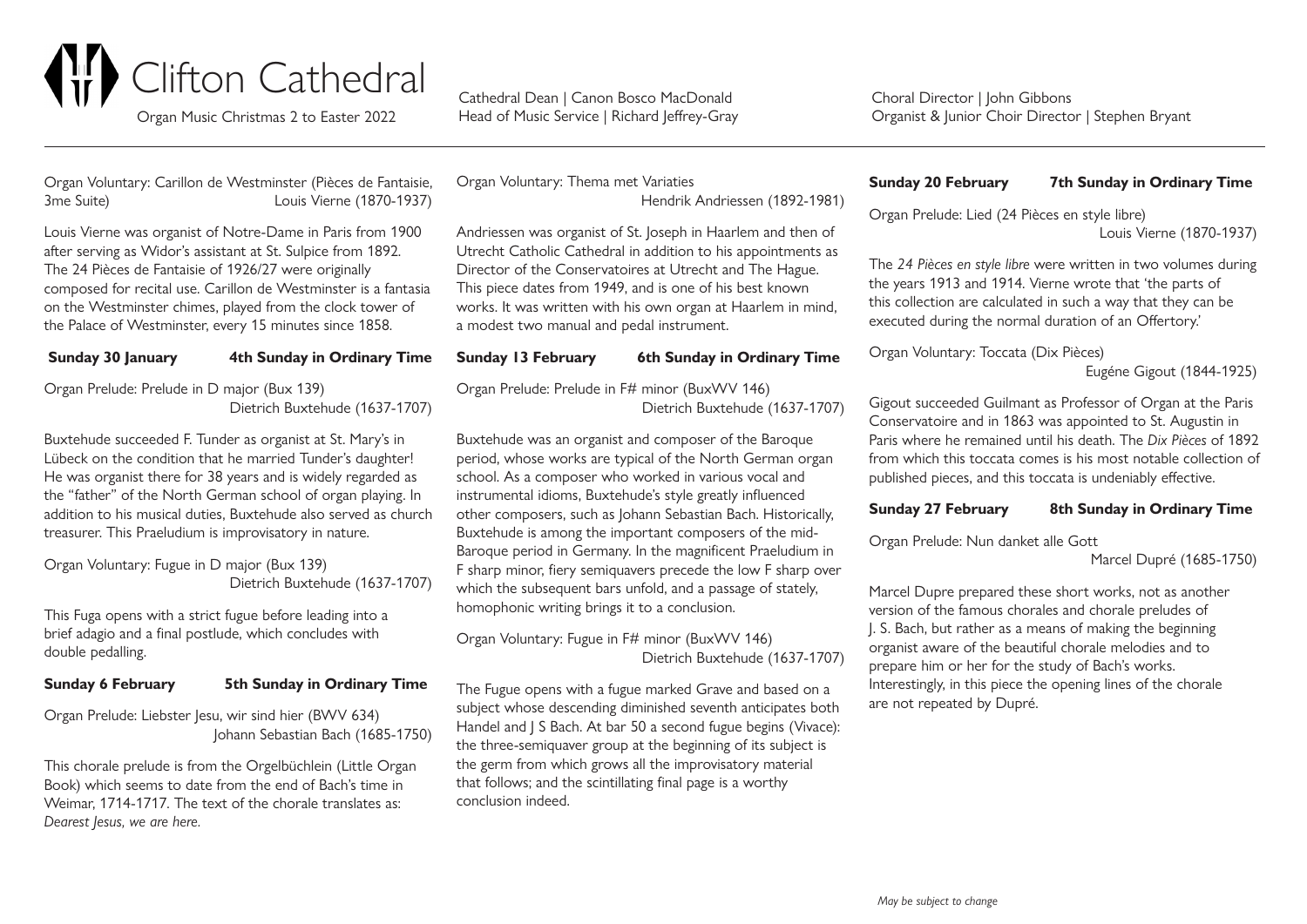# Clifton Cathedral

Organ Music Christmas 2 to Easter 2022

Cathedral Dean | Canon Bosco MacDonald
Head of Music Service | Richard Jeffrey-Gray

Choral Director | John Gibbons
Organist & Junior Choir Director | Stephen Bryant

---

Organ Voluntary: Carillon de Westminster (Pièces de Fantaisie, 3me Suite) Louis Vierne (1870-1937)

Louis Vierne was organist of Notre-Dame in Paris from 1900 after serving as Widor's assistant at St. Sulpice from 1892. The 24 Pièces de Fantaisie of 1926/27 were originally composed for recital use. Carillon de Westminster is a fantasia on the Westminster chimes, played from the clock tower of the Palace of Westminster, every 15 minutes since 1858.

**Sunday 30 January** **4th Sunday in Ordinary Time**

Organ Prelude: Prelude in D major (Bux 139) Dietrich Buxtehude (1637-1707)

Buxtehude succeeded F. Tunder as organist at St. Mary's in Lübeck on the condition that he married Tunder's daughter! He was organist there for 38 years and is widely regarded as the "father" of the North German school of organ playing. In addition to his musical duties, Buxtehude also served as church treasurer. This Praeludium is improvisatory in nature.

Organ Voluntary: Fugue in D major (Bux 139) Dietrich Buxtehude (1637-1707)

This Fuga opens with a strict fugue before leading into a brief adagio and a final postlude, which concludes with double pedalling.

**Sunday 6 February** **5th Sunday in Ordinary Time**

Organ Prelude: Liebster Jesu, wir sind hier (BWV 634) Johann Sebastian Bach (1685-1750)

This chorale prelude is from the Orgelbüchlein (Little Organ Book) which seems to date from the end of Bach's time in Weimar, 1714-1717. The text of the chorale translates as: *Dearest Jesus, we are here.*

Organ Voluntary: Thema met Variaties Hendrik Andriessen (1892-1981)

Andriessen was organist of St. Joseph in Haarlem and then of Utrecht Catholic Cathedral in addition to his appointments as Director of the Conservatoires at Utrecht and The Hague. This piece dates from 1949, and is one of his best known works. It was written with his own organ at Haarlem in mind, a modest two manual and pedal instrument.

**Sunday 13 February** **6th Sunday in Ordinary Time**

Organ Prelude: Prelude in F# minor (BuxWV 146) Dietrich Buxtehude (1637-1707)

Buxtehude was an organist and composer of the Baroque period, whose works are typical of the North German organ school. As a composer who worked in various vocal and instrumental idioms, Buxtehude's style greatly influenced other composers, such as Johann Sebastian Bach. Historically, Buxtehude is among the important composers of the mid-Baroque period in Germany. In the magnificent Praeludium in F sharp minor, fiery semiquavers precede the low F sharp over which the subsequent bars unfold, and a passage of stately, homophonic writing brings it to a conclusion.

Organ Voluntary: Fugue in F# minor (BuxWV 146) Dietrich Buxtehude (1637-1707)

The Fugue opens with a fugue marked Grave and based on a subject whose descending diminished seventh anticipates both Handel and J S Bach. At bar 50 a second fugue begins (Vivace): the three-semiquaver group at the beginning of its subject is the germ from which grows all the improvisatory material that follows; and the scintillating final page is a worthy conclusion indeed.

**Sunday 20 February** **7th Sunday in Ordinary Time**

Organ Prelude: Lied (24 Pièces en style libre) Louis Vierne (1870-1937)

The *24 Pièces en style libre* were written in two volumes during the years 1913 and 1914. Vierne wrote that 'the parts of this collection are calculated in such a way that they can be executed during the normal duration of an Offertory.'

Organ Voluntary: Toccata (Dix Pièces) Eugéne Gigout (1844-1925)

Gigout succeeded Guilmant as Professor of Organ at the Paris Conservatoire and in 1863 was appointed to St. Augustin in Paris where he remained until his death. The *Dix Pièces* of 1892 from which this toccata comes is his most notable collection of published pieces, and this toccata is undeniably effective.

**Sunday 27 February** **8th Sunday in Ordinary Time**

Organ Prelude: Nun danket alle Gott Marcel Dupré (1685-1750)

Marcel Dupre prepared these short works, not as another version of the famous chorales and chorale preludes of J. S. Bach, but rather as a means of making the beginning organist aware of the beautiful chorale melodies and to prepare him or her for the study of Bach's works. Interestingly, in this piece the opening lines of the chorale are not repeated by Dupré.

*May be subject to change*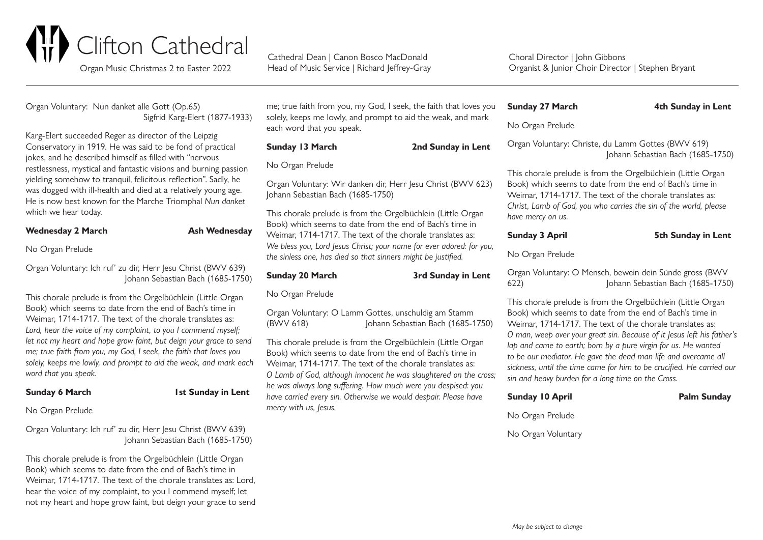# Clifton Cathedral

Organ Music Christmas 2 to Easter 2022

Cathedral Dean | Canon Bosco MacDonald
Head of Music Service | Richard Jeffrey-Gray

Choral Director | John Gibbons
Organist & Junior Choir Director | Stephen Bryant

Organ Voluntary: Nun danket alle Gott (Op.65) Sigfrid Karg-Elert (1877-1933)

Karg-Elert succeeded Reger as director of the Leipzig Conservatory in 1919. He was said to be fond of practical jokes, and he described himself as filled with "nervous restlessness, mystical and fantastic visions and burning passion yielding somehow to tranquil, felicitous reflection". Sadly, he was dogged with ill-health and died at a relatively young age. He is now best known for the Marche Triomphal *Nun danket* which we hear today.

**Wednesday 2 March** **Ash Wednesday**

No Organ Prelude

Organ Voluntary: Ich ruf' zu dir, Herr Jesu Christ (BWV 639) Johann Sebastian Bach (1685-1750)

This chorale prelude is from the Orgelbüchlein (Little Organ Book) which seems to date from the end of Bach's time in Weimar, 1714-1717. The text of the chorale translates as: *Lord, hear the voice of my complaint, to you I commend myself; let not my heart and hope grow faint, but deign your grace to send me; true faith from you, my God, I seek, the faith that loves you solely, keeps me lowly, and prompt to aid the weak, and mark each word that you speak.*

**Sunday 6 March** **1st Sunday in Lent**

No Organ Prelude

Organ Voluntary: Ich ruf' zu dir, Herr Jesu Christ (BWV 639) Johann Sebastian Bach (1685-1750)

This chorale prelude is from the Orgelbüchlein (Little Organ Book) which seems to date from the end of Bach's time in Weimar, 1714-1717. The text of the chorale translates as: Lord, hear the voice of my complaint, to you I commend myself; let not my heart and hope grow faint, but deign your grace to send me; true faith from you, my God, I seek, the faith that loves you solely, keeps me lowly, and prompt to aid the weak, and mark each word that you speak.

**Sunday 13 March** **2nd Sunday in Lent**

No Organ Prelude

Organ Voluntary: Wir danken dir, Herr Jesu Christ (BWV 623) Johann Sebastian Bach (1685-1750)

This chorale prelude is from the Orgelbüchlein (Little Organ Book) which seems to date from the end of Bach's time in Weimar, 1714-1717. The text of the chorale translates as: *We bless you, Lord Jesus Christ; your name for ever adored: for you, the sinless one, has died so that sinners might be justified.*

**Sunday 20 March** **3rd Sunday in Lent**

No Organ Prelude

Organ Voluntary: O Lamm Gottes, unschuldig am Stamm (BWV 618) Johann Sebastian Bach (1685-1750)

This chorale prelude is from the Orgelbüchlein (Little Organ Book) which seems to date from the end of Bach's time in Weimar, 1714-1717. The text of the chorale translates as: *O Lamb of God, although innocent he was slaughtered on the cross; he was always long suffering. How much were you despised: you have carried every sin. Otherwise we would despair. Please have mercy with us, Jesus.*

**Sunday 27 March** **4th Sunday in Lent**

No Organ Prelude

Organ Voluntary: Christe, du Lamm Gottes (BWV 619) Johann Sebastian Bach (1685-1750)

This chorale prelude is from the Orgelbüchlein (Little Organ Book) which seems to date from the end of Bach's time in Weimar, 1714-1717. The text of the chorale translates as: *Christ, Lamb of God, you who carries the sin of the world, please have mercy on us.*

**Sunday 3 April** **5th Sunday in Lent**

No Organ Prelude

Organ Voluntary: O Mensch, bewein dein Sünde gross (BWV 622) Johann Sebastian Bach (1685-1750)

This chorale prelude is from the Orgelbüchlein (Little Organ Book) which seems to date from the end of Bach's time in Weimar, 1714-1717. The text of the chorale translates as: *O man, weep over your great sin. Because of it Jesus left his father's lap and came to earth; born by a pure virgin for us. He wanted to be our mediator. He gave the dead man life and overcame all sickness, until the time came for him to be crucified. He carried our sin and heavy burden for a long time on the Cross.*

**Sunday 10 April** **Palm Sunday**

No Organ Prelude

No Organ Voluntary

*May be subject to change*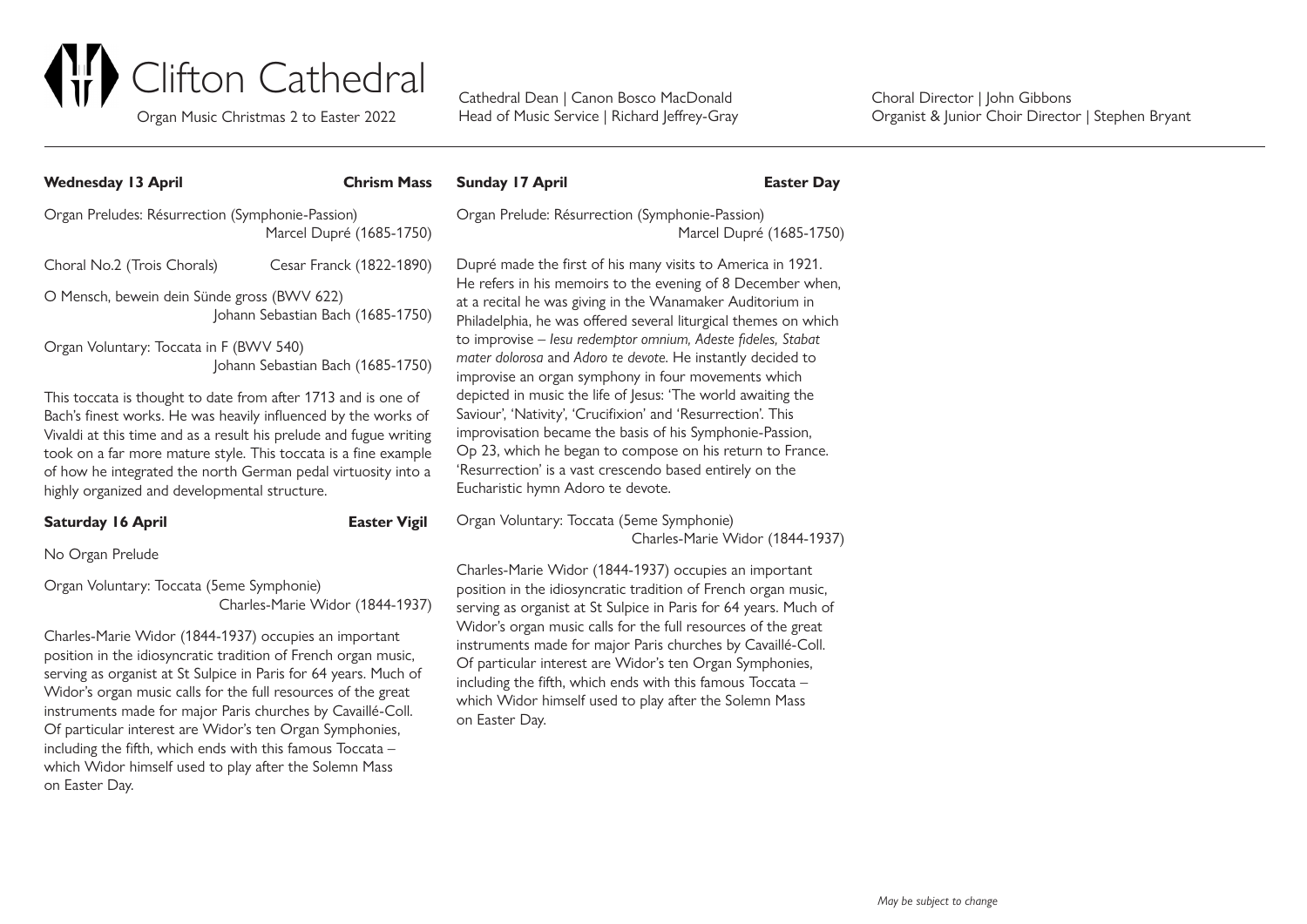# Clifton Cathedral

Organ Music Christmas 2 to Easter 2022

Cathedral Dean | Canon Bosco MacDonald
Head of Music Service | Richard Jeffrey-Gray

Choral Director | John Gibbons
Organist & Junior Choir Director | Stephen Bryant

---

**Wednesday 13 April** — **Chrism Mass**

Organ Preludes: Résurrection (Symphonie-Passion)
Marcel Dupré (1685-1750)

Choral No.2 (Trois Chorals) — Cesar Franck (1822-1890)

O Mensch, bewein dein Sünde gross (BWV 622)
Johann Sebastian Bach (1685-1750)

Organ Voluntary: Toccata in F (BWV 540)
Johann Sebastian Bach (1685-1750)

This toccata is thought to date from after 1713 and is one of Bach's finest works. He was heavily influenced by the works of Vivaldi at this time and as a result his prelude and fugue writing took on a far more mature style. This toccata is a fine example of how he integrated the north German pedal virtuosity into a highly organized and developmental structure.

**Saturday 16 April** — **Easter Vigil**

No Organ Prelude

Organ Voluntary: Toccata (5eme Symphonie)
Charles-Marie Widor (1844-1937)

Charles-Marie Widor (1844-1937) occupies an important position in the idiosyncratic tradition of French organ music, serving as organist at St Sulpice in Paris for 64 years. Much of Widor's organ music calls for the full resources of the great instruments made for major Paris churches by Cavaillé-Coll. Of particular interest are Widor's ten Organ Symphonies, including the fifth, which ends with this famous Toccata – which Widor himself used to play after the Solemn Mass on Easter Day.

**Sunday 17 April** — **Easter Day**

Organ Prelude: Résurrection (Symphonie-Passion)
Marcel Dupré (1685-1750)

Dupré made the first of his many visits to America in 1921. He refers in his memoirs to the evening of 8 December when, at a recital he was giving in the Wanamaker Auditorium in Philadelphia, he was offered several liturgical themes on which to improvise – *Iesu redemptor omnium, Adeste fideles, Stabat mater dolorosa* and *Adoro te devote*. He instantly decided to improvise an organ symphony in four movements which depicted in music the life of Jesus: 'The world awaiting the Saviour', 'Nativity', 'Crucifixion' and 'Resurrection'. This improvisation became the basis of his Symphonie-Passion, Op 23, which he began to compose on his return to France. 'Resurrection' is a vast crescendo based entirely on the Eucharistic hymn Adoro te devote.

Organ Voluntary: Toccata (5eme Symphonie)
Charles-Marie Widor (1844-1937)

Charles-Marie Widor (1844-1937) occupies an important position in the idiosyncratic tradition of French organ music, serving as organist at St Sulpice in Paris for 64 years. Much of Widor's organ music calls for the full resources of the great instruments made for major Paris churches by Cavaillé-Coll. Of particular interest are Widor's ten Organ Symphonies, including the fifth, which ends with this famous Toccata – which Widor himself used to play after the Solemn Mass on Easter Day.

*May be subject to change*